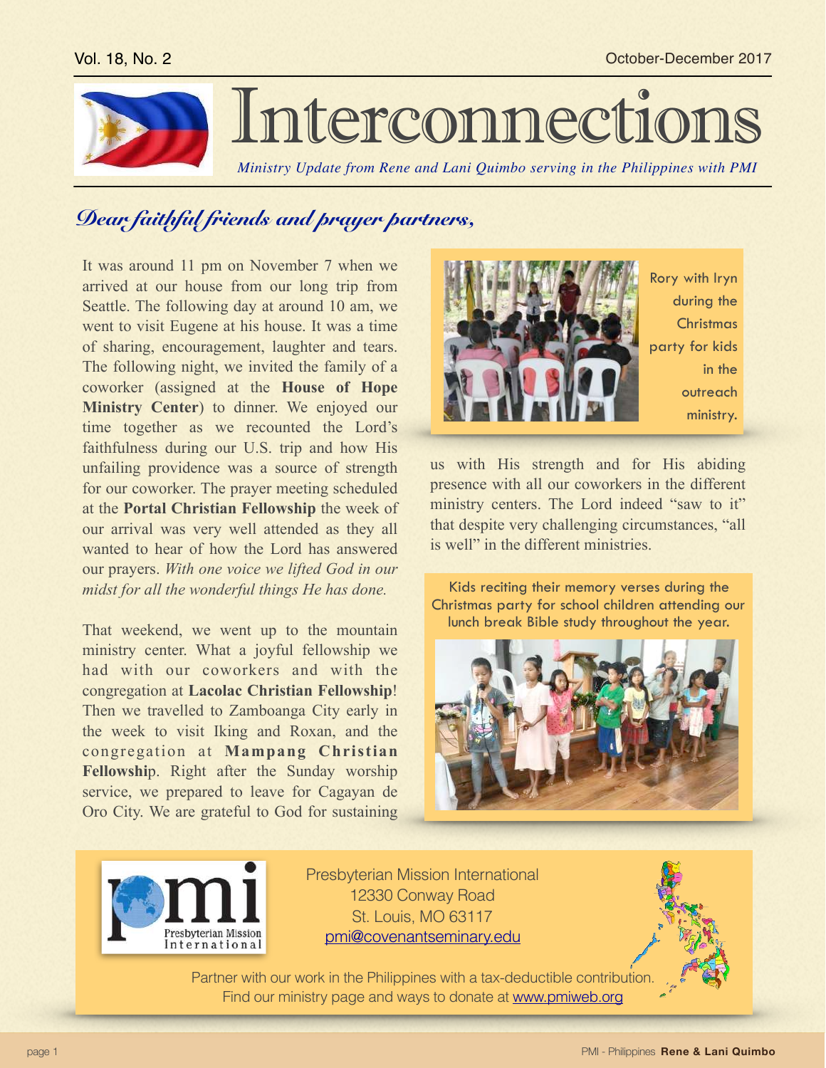# Interconnections

*Ministry Update from Rene and Lani Quimbo serving in the Philippines with PMI*

Vol. 18, No. 2 — October-December 2017

## *Dear faithful friends and prayer partners,*

It was around 11 pm on November 7 when we arrived at our house from our long trip from Seattle. The following day at around 10 am, we went to visit Eugene at his house. It was a time of sharing, encouragement, laughter and tears. The following night, we invited the family of a coworker (assigned at the **House of Hope Ministry Center**) to dinner. We enjoyed our time together as we recounted the Lord's faithfulness during our U.S. trip and how His unfailing providence was a source of strength for our coworker. The prayer meeting scheduled at the **Portal Christian Fellowship** the week of our arrival was very well attended as they all wanted to hear of how the Lord has answered our prayers. *With one voice we lifted God in our midst for all the wonderful things He has done.*

That weekend, we went up to the mountain ministry center. What a joyful fellowship we had with our coworkers and with the congregation at **Lacolac Christian Fellowship**! Then we travelled to Zamboanga City early in the week to visit Iking and Roxan, and the congregation at **Mampang Christian Fellowship**. Right after the Sunday worship service, we prepared to leave for Cagayan de Oro City. We are grateful to God for sustaining us with His strength and for His abiding presence with all our coworkers in the different ministry centers. The Lord indeed "saw to it" that despite very challenging circumstances, "all is well" in the different ministries.

Rory with Iryn during the Christmas party for kids in the outreach ministry.

Kids reciting their memory verses during the Christmas party for school children attending our lunch break Bible study throughout the year.

Presbyterian Mission International
12330 Conway Road
St. Louis, MO 63117
pmi@covenantseminary.edu

Partner with our work in the Philippines with a tax-deductible contribution.
Find our ministry page and ways to donate at www.pmiweb.org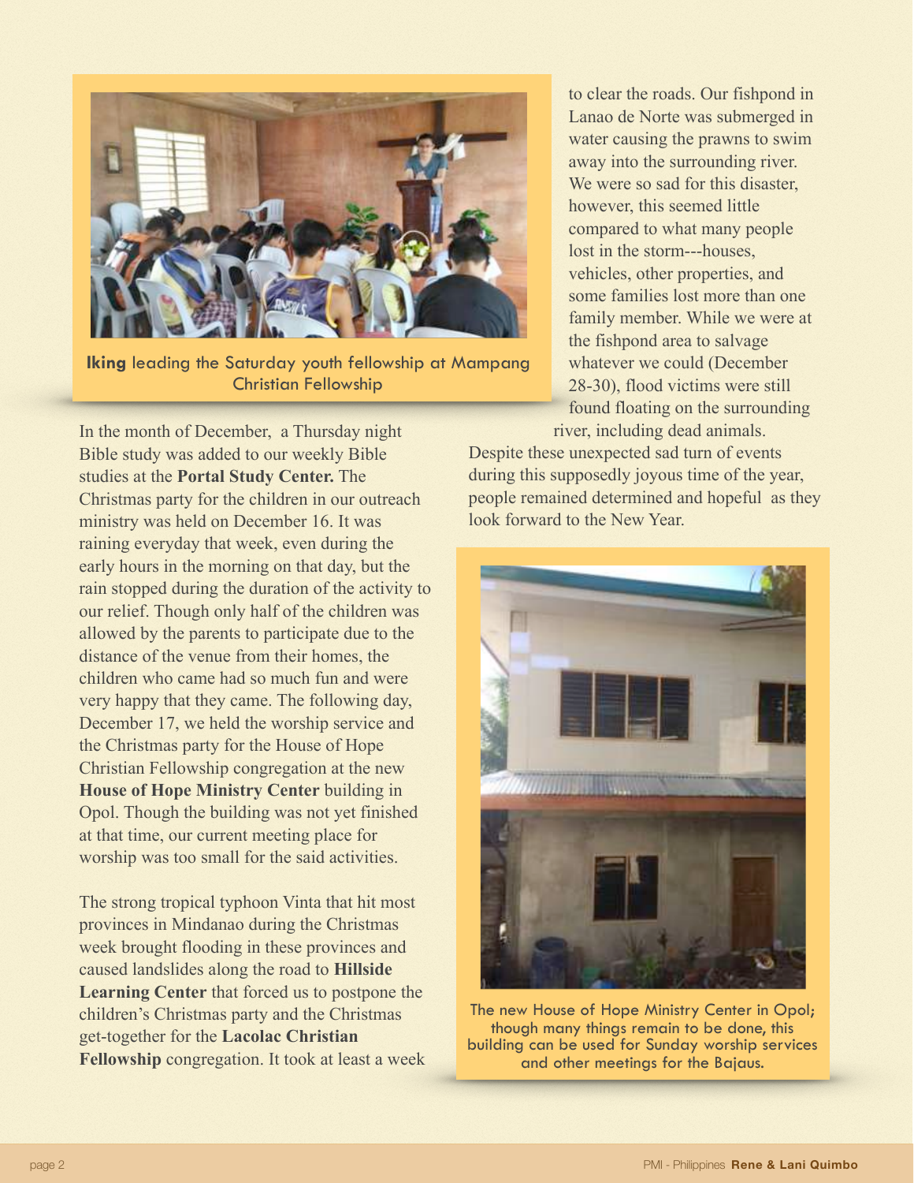**Iking** leading the Saturday youth fellowship at Mampang Christian Fellowship

In the month of December, a Thursday night Bible study was added to our weekly Bible studies at the **Portal Study Center.** The Christmas party for the children in our outreach ministry was held on December 16. It was raining everyday that week, even during the early hours in the morning on that day, but the rain stopped during the duration of the activity to our relief. Though only half of the children was allowed by the parents to participate due to the distance of the venue from their homes, the children who came had so much fun and were very happy that they came. The following day, December 17, we held the worship service and the Christmas party for the House of Hope Christian Fellowship congregation at the new **House of Hope Ministry Center** building in Opol. Though the building was not yet finished at that time, our current meeting place for worship was too small for the said activities.

The strong tropical typhoon Vinta that hit most provinces in Mindanao during the Christmas week brought flooding in these provinces and caused landslides along the road to **Hillside Learning Center** that forced us to postpone the children's Christmas party and the Christmas get-together for the **Lacolac Christian Fellowship** congregation. It took at least a week to clear the roads. Our fishpond in Lanao de Norte was submerged in water causing the prawns to swim away into the surrounding river. We were so sad for this disaster, however, this seemed little compared to what many people lost in the storm---houses, vehicles, other properties, and some families lost more than one family member. While we were at the fishpond area to salvage whatever we could (December 28-30), flood victims were still found floating on the surrounding river, including dead animals. Despite these unexpected sad turn of events during this supposedly joyous time of the year, people remained determined and hopeful as they look forward to the New Year.

The new House of Hope Ministry Center in Opol; though many things remain to be done, this building can be used for Sunday worship services and other meetings for the Bajaus.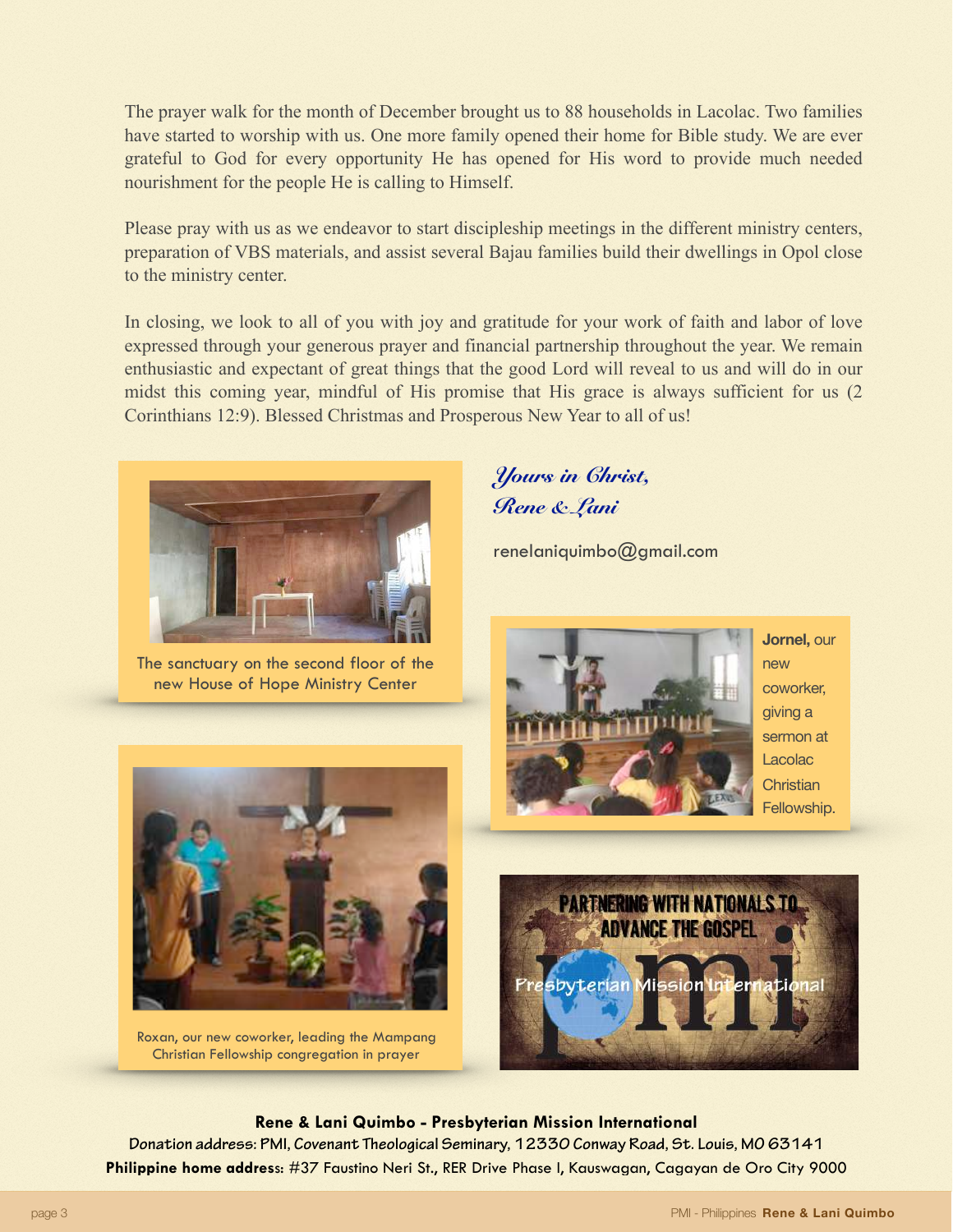The prayer walk for the month of December brought us to 88 households in Lacolac. Two families have started to worship with us. One more family opened their home for Bible study. We are ever grateful to God for every opportunity He has opened for His word to provide much needed nourishment for the people He is calling to Himself.

Please pray with us as we endeavor to start discipleship meetings in the different ministry centers, preparation of VBS materials, and assist several Bajau families build their dwellings in Opol close to the ministry center.

In closing, we look to all of you with joy and gratitude for your work of faith and labor of love expressed through your generous prayer and financial partnership throughout the year. We remain enthusiastic and expectant of great things that the good Lord will reveal to us and will do in our midst this coming year, mindful of His promise that His grace is always sufficient for us (2 Corinthians 12:9). Blessed Christmas and Prosperous New Year to all of us!

*Yours in Christ,*
*Rene & Lani*

renelaniquimbo@gmail.com

The sanctuary on the second floor of the new House of Hope Ministry Center

**Jornel,** our new coworker, giving a sermon at Lacolac Christian Fellowship.

Roxan, our new coworker, leading the Mampang Christian Fellowship congregation in prayer

PARTNERING WITH NATIONALS TO ADVANCE THE GOSPEL

pmi Presbyterian Mission International

**Rene & Lani Quimbo - Presbyterian Mission International**
Donation address: PMI, Covenant Theological Seminary, 12330 Conway Road, St. Louis, MO 63141
**Philippine home address:** #37 Faustino Neri St., RER Drive Phase I, Kauswagan, Cagayan de Oro City 9000